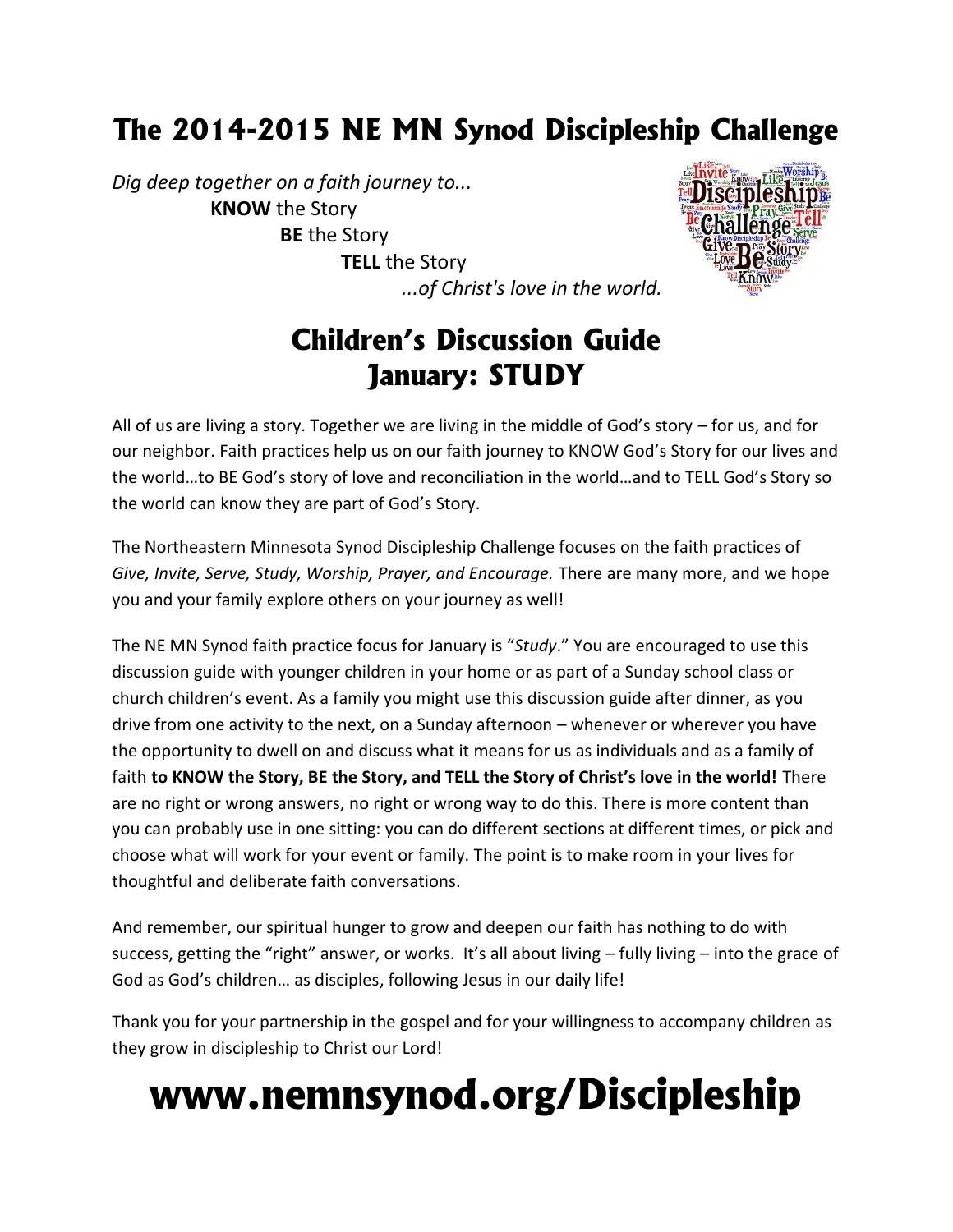# The 2014-2015 NE MN Synod Discipleship Challenge

*Dig deep together on a faith journey to...*
**KNOW** the Story
**BE** the Story
**TELL** the Story
*...of Christ's love in the world.*

## Children's Discussion Guide
## January: STUDY

All of us are living a story. Together we are living in the middle of God's story – for us, and for our neighbor. Faith practices help us on our faith journey to KNOW God's Story for our lives and the world…to BE God's story of love and reconciliation in the world…and to TELL God's Story so the world can know they are part of God's Story.

The Northeastern Minnesota Synod Discipleship Challenge focuses on the faith practices of *Give, Invite, Serve, Study, Worship, Prayer, and Encourage.* There are many more, and we hope you and your family explore others on your journey as well!

The NE MN Synod faith practice focus for January is "*Study*." You are encouraged to use this discussion guide with younger children in your home or as part of a Sunday school class or church children's event. As a family you might use this discussion guide after dinner, as you drive from one activity to the next, on a Sunday afternoon – whenever or wherever you have the opportunity to dwell on and discuss what it means for us as individuals and as a family of faith **to KNOW the Story, BE the Story, and TELL the Story of Christ's love in the world!** There are no right or wrong answers, no right or wrong way to do this. There is more content than you can probably use in one sitting: you can do different sections at different times, or pick and choose what will work for your event or family. The point is to make room in your lives for thoughtful and deliberate faith conversations.

And remember, our spiritual hunger to grow and deepen our faith has nothing to do with success, getting the "right" answer, or works. It's all about living – fully living – into the grace of God as God's children… as disciples, following Jesus in our daily life!

Thank you for your partnership in the gospel and for your willingness to accompany children as they grow in discipleship to Christ our Lord!

# www.nemnsynod.org/Discipleship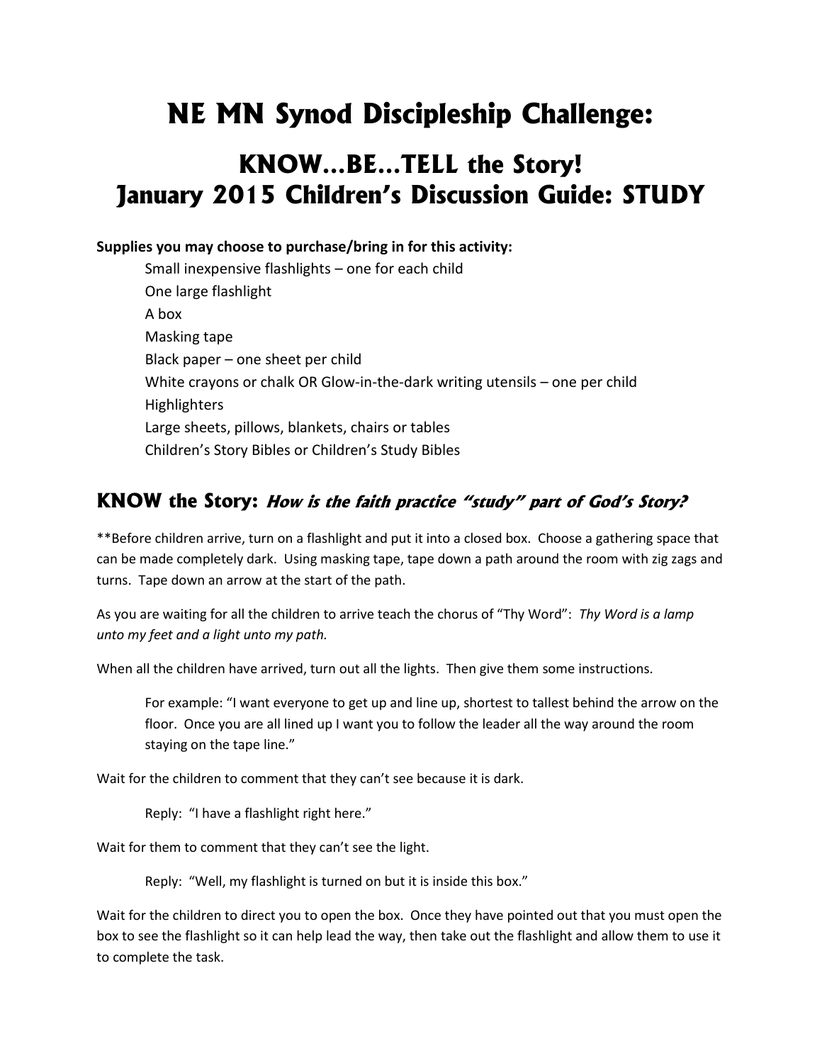# NE MN Synod Discipleship Challenge:

## KNOW…BE…TELL the Story!
## January 2015 Children's Discussion Guide: STUDY

**Supplies you may choose to purchase/bring in for this activity:**

- Small inexpensive flashlights – one for each child
- One large flashlight
- A box
- Masking tape
- Black paper – one sheet per child
- White crayons or chalk OR Glow-in-the-dark writing utensils – one per child
- Highlighters
- Large sheets, pillows, blankets, chairs or tables
- Children's Story Bibles or Children's Study Bibles

## KNOW the Story: *How is the faith practice "study" part of God's Story?*

**Before children arrive, turn on a flashlight and put it into a closed box. Choose a gathering space that can be made completely dark. Using masking tape, tape down a path around the room with zig zags and turns. Tape down an arrow at the start of the path.

As you are waiting for all the children to arrive teach the chorus of "Thy Word": *Thy Word is a lamp unto my feet and a light unto my path.*

When all the children have arrived, turn out all the lights. Then give them some instructions.

> For example: "I want everyone to get up and line up, shortest to tallest behind the arrow on the floor. Once you are all lined up I want you to follow the leader all the way around the room staying on the tape line."

Wait for the children to comment that they can't see because it is dark.

> Reply: "I have a flashlight right here."

Wait for them to comment that they can't see the light.

> Reply: "Well, my flashlight is turned on but it is inside this box."

Wait for the children to direct you to open the box. Once they have pointed out that you must open the box to see the flashlight so it can help lead the way, then take out the flashlight and allow them to use it to complete the task.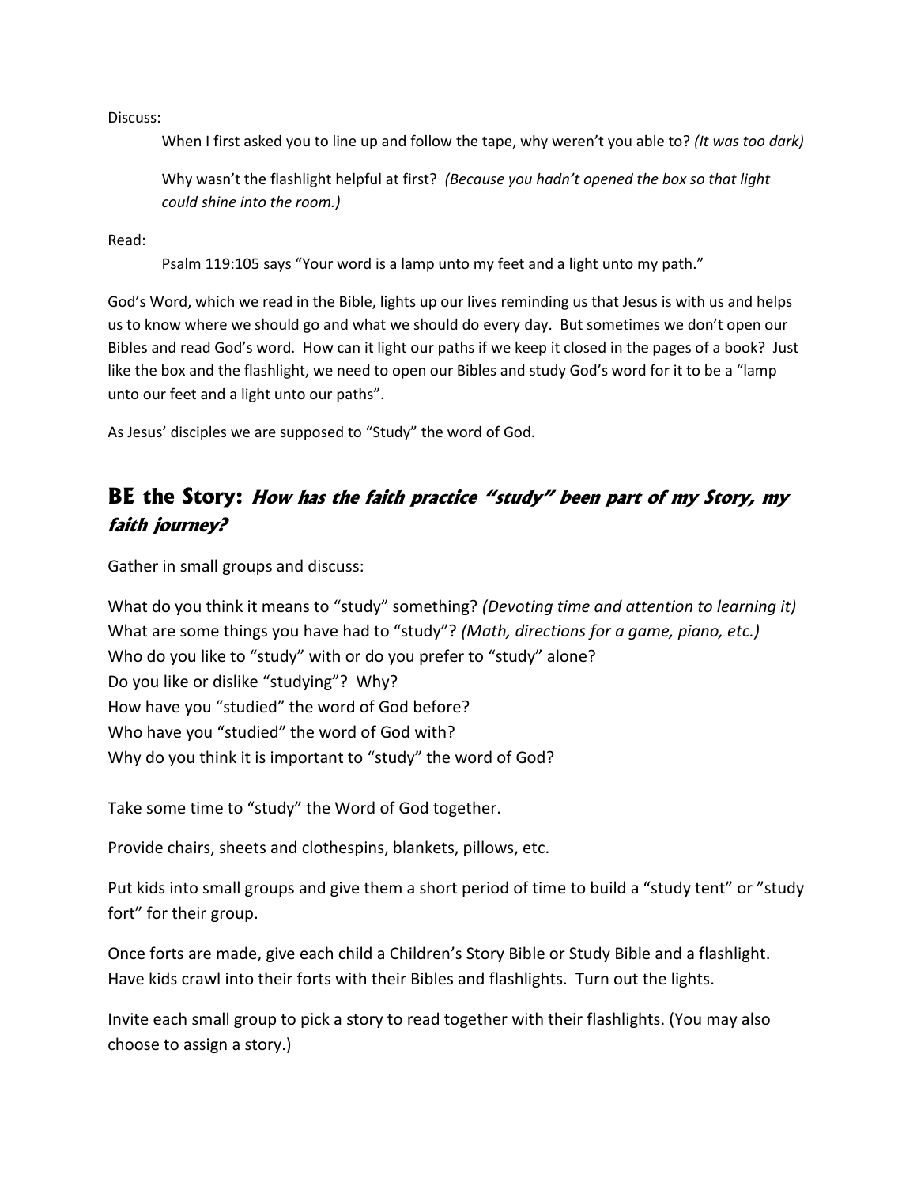Discuss:

When I first asked you to line up and follow the tape, why weren't you able to? *(It was too dark)*

Why wasn't the flashlight helpful at first? *(Because you hadn't opened the box so that light could shine into the room.)*

Read:

Psalm 119:105 says "Your word is a lamp unto my feet and a light unto my path."

God's Word, which we read in the Bible, lights up our lives reminding us that Jesus is with us and helps us to know where we should go and what we should do every day. But sometimes we don't open our Bibles and read God's word. How can it light our paths if we keep it closed in the pages of a book? Just like the box and the flashlight, we need to open our Bibles and study God's word for it to be a "lamp unto our feet and a light unto our paths".

As Jesus' disciples we are supposed to "Study" the word of God.

## BE the Story: *How has the faith practice "study" been part of my Story, my faith journey?*

Gather in small groups and discuss:

What do you think it means to "study" something? *(Devoting time and attention to learning it)*
What are some things you have had to "study"? *(Math, directions for a game, piano, etc.)*
Who do you like to "study" with or do you prefer to "study" alone?
Do you like or dislike "studying"? Why?
How have you "studied" the word of God before?
Who have you "studied" the word of God with?
Why do you think it is important to "study" the word of God?

Take some time to "study" the Word of God together.

Provide chairs, sheets and clothespins, blankets, pillows, etc.

Put kids into small groups and give them a short period of time to build a "study tent" or "study fort" for their group.

Once forts are made, give each child a Children's Story Bible or Study Bible and a flashlight. Have kids crawl into their forts with their Bibles and flashlights. Turn out the lights.

Invite each small group to pick a story to read together with their flashlights. (You may also choose to assign a story.)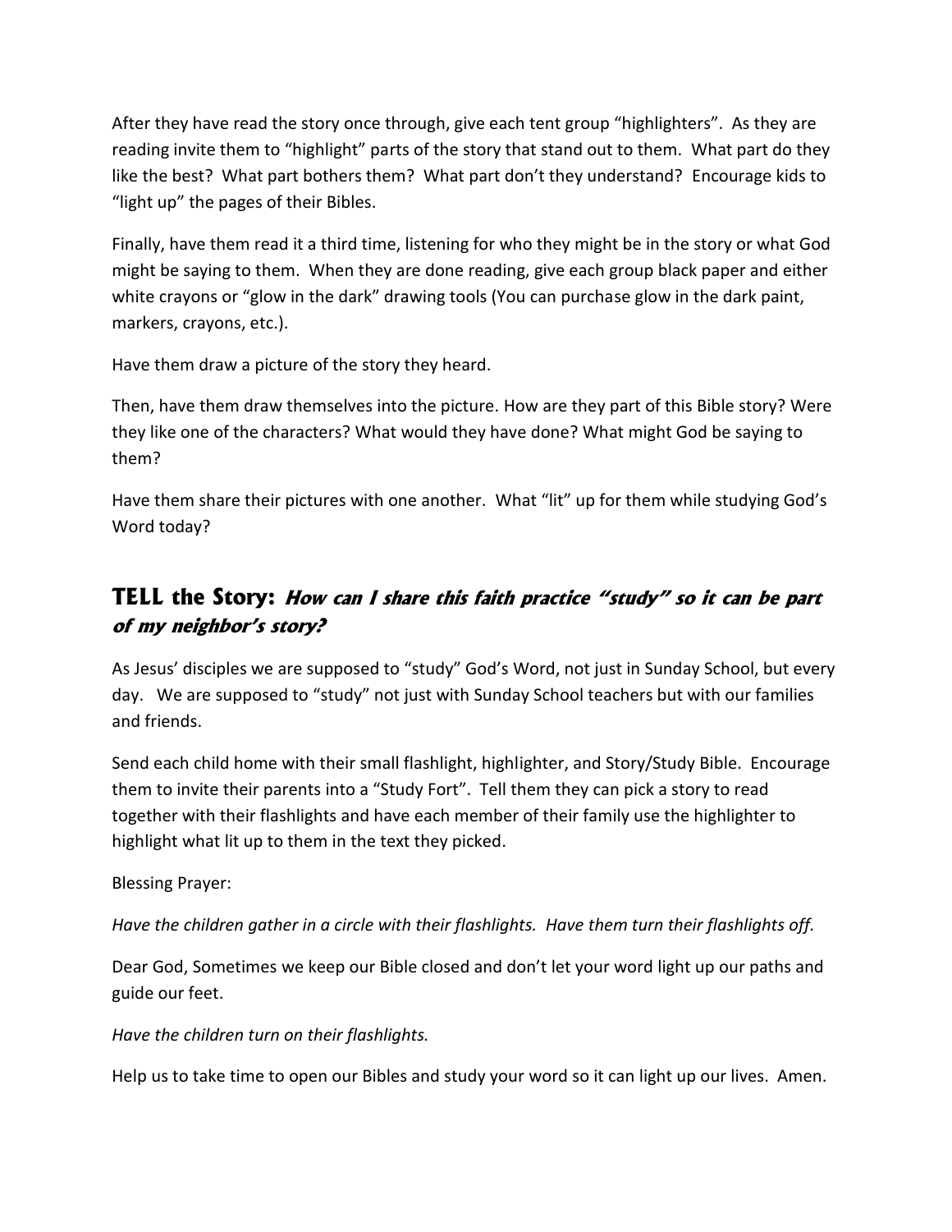After they have read the story once through, give each tent group "highlighters". As they are reading invite them to "highlight" parts of the story that stand out to them. What part do they like the best? What part bothers them? What part don't they understand? Encourage kids to "light up" the pages of their Bibles.

Finally, have them read it a third time, listening for who they might be in the story or what God might be saying to them. When they are done reading, give each group black paper and either white crayons or "glow in the dark" drawing tools (You can purchase glow in the dark paint, markers, crayons, etc.).

Have them draw a picture of the story they heard.

Then, have them draw themselves into the picture. How are they part of this Bible story? Were they like one of the characters? What would they have done? What might God be saying to them?

Have them share their pictures with one another. What "lit" up for them while studying God's Word today?

## TELL the Story: *How can I share this faith practice "study" so it can be part of my neighbor's story?*

As Jesus' disciples we are supposed to "study" God's Word, not just in Sunday School, but every day. We are supposed to "study" not just with Sunday School teachers but with our families and friends.

Send each child home with their small flashlight, highlighter, and Story/Study Bible. Encourage them to invite their parents into a "Study Fort". Tell them they can pick a story to read together with their flashlights and have each member of their family use the highlighter to highlight what lit up to them in the text they picked.

Blessing Prayer:

*Have the children gather in a circle with their flashlights. Have them turn their flashlights off.*

Dear God, Sometimes we keep our Bible closed and don't let your word light up our paths and guide our feet.

*Have the children turn on their flashlights.*

Help us to take time to open our Bibles and study your word so it can light up our lives. Amen.